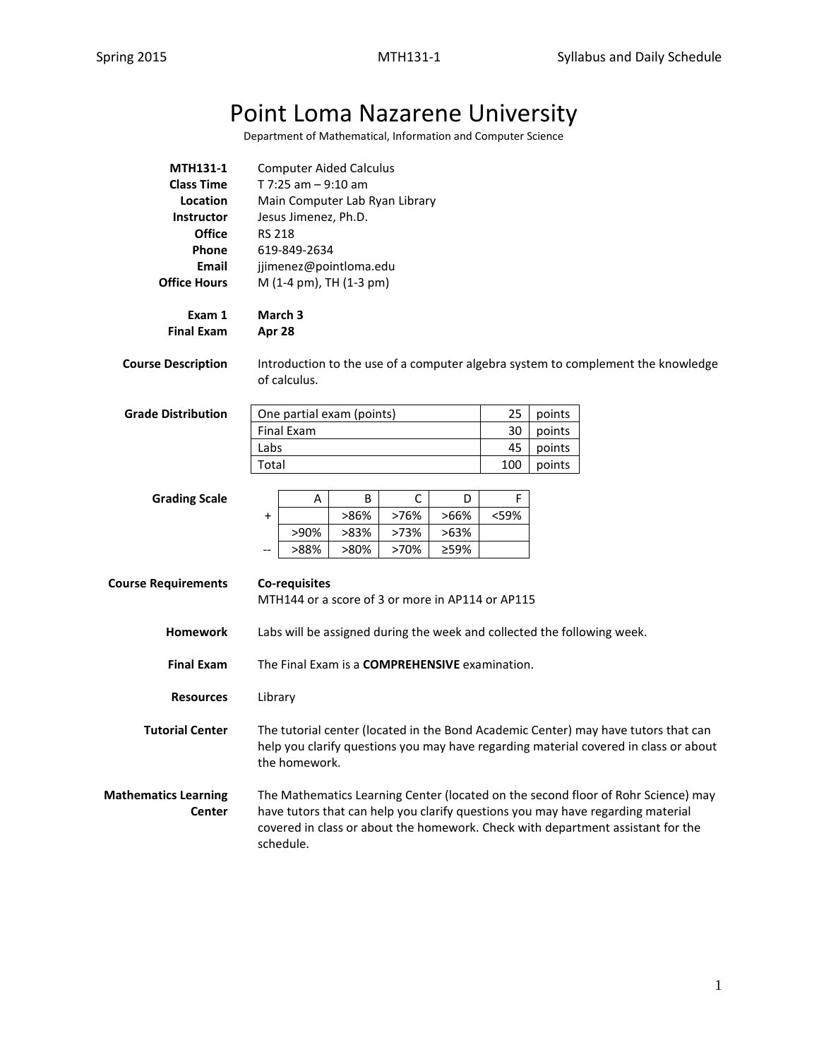# Point Loma Nazarene University

Department of Mathematical, Information and Computer Science

**MTH131-1** Computer Aided Calculus
**Class Time** T 7:25 am – 9:10 am
**Location** Main Computer Lab Ryan Library
**Instructor** Jesus Jimenez, Ph.D.
**Office** RS 218
**Phone** 619-849-2634
**Email** jjimenez@pointloma.edu
**Office Hours** M (1-4 pm), TH (1-3 pm)

**Exam 1** **March 3**
**Final Exam** **Apr 28**

**Course Description** Introduction to the use of a computer algebra system to complement the knowledge of calculus.

**Grade Distribution**

| One partial exam (points) | 25 | points |
|---|---|---|
| Final Exam | 30 | points |
| Labs | 45 | points |
| Total | 100 | points |

**Grading Scale**

| | A | B | C | D | F |
|---|---|---|---|---|---|
| + | | >86% | >76% | >66% | <59% |
| | >90% | >83% | >73% | >63% | |
| -- | >88% | >80% | >70% | ≥59% | |

**Course Requirements** **Co-requisites**
MTH144 or a score of 3 or more in AP114 or AP115

**Homework** Labs will be assigned during the week and collected the following week.

**Final Exam** The Final Exam is a **COMPREHENSIVE** examination.

**Resources** Library

**Tutorial Center** The tutorial center (located in the Bond Academic Center) may have tutors that can help you clarify questions you may have regarding material covered in class or about the homework.

**Mathematics Learning Center** The Mathematics Learning Center (located on the second floor of Rohr Science) may have tutors that can help you clarify questions you may have regarding material covered in class or about the homework. Check with department assistant for the schedule.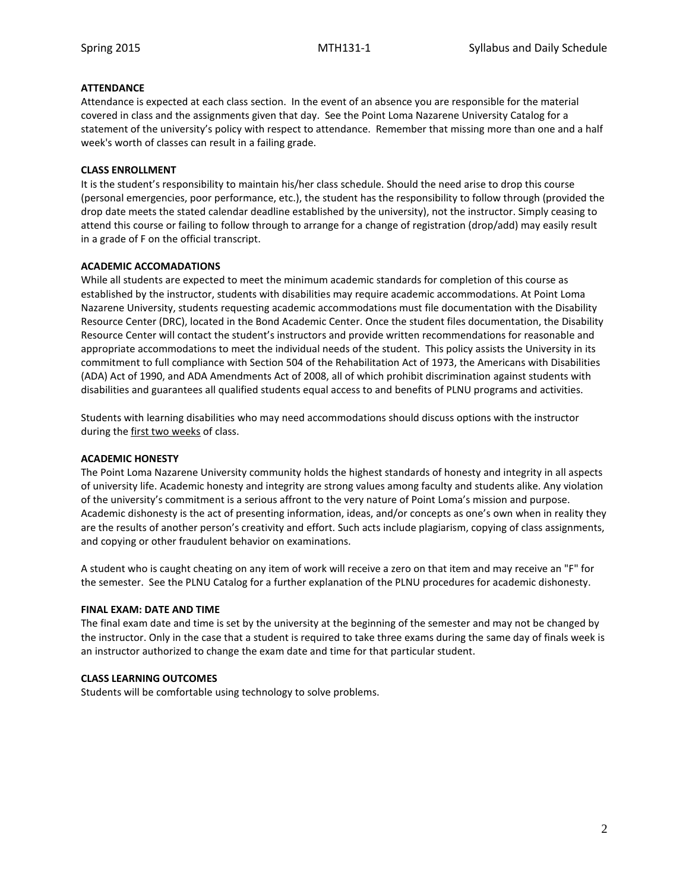**ATTENDANCE**

Attendance is expected at each class section. In the event of an absence you are responsible for the material covered in class and the assignments given that day. See the Point Loma Nazarene University Catalog for a statement of the university's policy with respect to attendance. Remember that missing more than one and a half week's worth of classes can result in a failing grade.

**CLASS ENROLLMENT**

It is the student's responsibility to maintain his/her class schedule. Should the need arise to drop this course (personal emergencies, poor performance, etc.), the student has the responsibility to follow through (provided the drop date meets the stated calendar deadline established by the university), not the instructor. Simply ceasing to attend this course or failing to follow through to arrange for a change of registration (drop/add) may easily result in a grade of F on the official transcript.

**ACADEMIC ACCOMADATIONS**

While all students are expected to meet the minimum academic standards for completion of this course as established by the instructor, students with disabilities may require academic accommodations. At Point Loma Nazarene University, students requesting academic accommodations must file documentation with the Disability Resource Center (DRC), located in the Bond Academic Center. Once the student files documentation, the Disability Resource Center will contact the student's instructors and provide written recommendations for reasonable and appropriate accommodations to meet the individual needs of the student. This policy assists the University in its commitment to full compliance with Section 504 of the Rehabilitation Act of 1973, the Americans with Disabilities (ADA) Act of 1990, and ADA Amendments Act of 2008, all of which prohibit discrimination against students with disabilities and guarantees all qualified students equal access to and benefits of PLNU programs and activities.

Students with learning disabilities who may need accommodations should discuss options with the instructor during the first two weeks of class.

**ACADEMIC HONESTY**

The Point Loma Nazarene University community holds the highest standards of honesty and integrity in all aspects of university life. Academic honesty and integrity are strong values among faculty and students alike. Any violation of the university's commitment is a serious affront to the very nature of Point Loma's mission and purpose. Academic dishonesty is the act of presenting information, ideas, and/or concepts as one's own when in reality they are the results of another person's creativity and effort. Such acts include plagiarism, copying of class assignments, and copying or other fraudulent behavior on examinations.

A student who is caught cheating on any item of work will receive a zero on that item and may receive an "F" for the semester. See the PLNU Catalog for a further explanation of the PLNU procedures for academic dishonesty.

**FINAL EXAM: DATE AND TIME**

The final exam date and time is set by the university at the beginning of the semester and may not be changed by the instructor. Only in the case that a student is required to take three exams during the same day of finals week is an instructor authorized to change the exam date and time for that particular student.

**CLASS LEARNING OUTCOMES**

Students will be comfortable using technology to solve problems.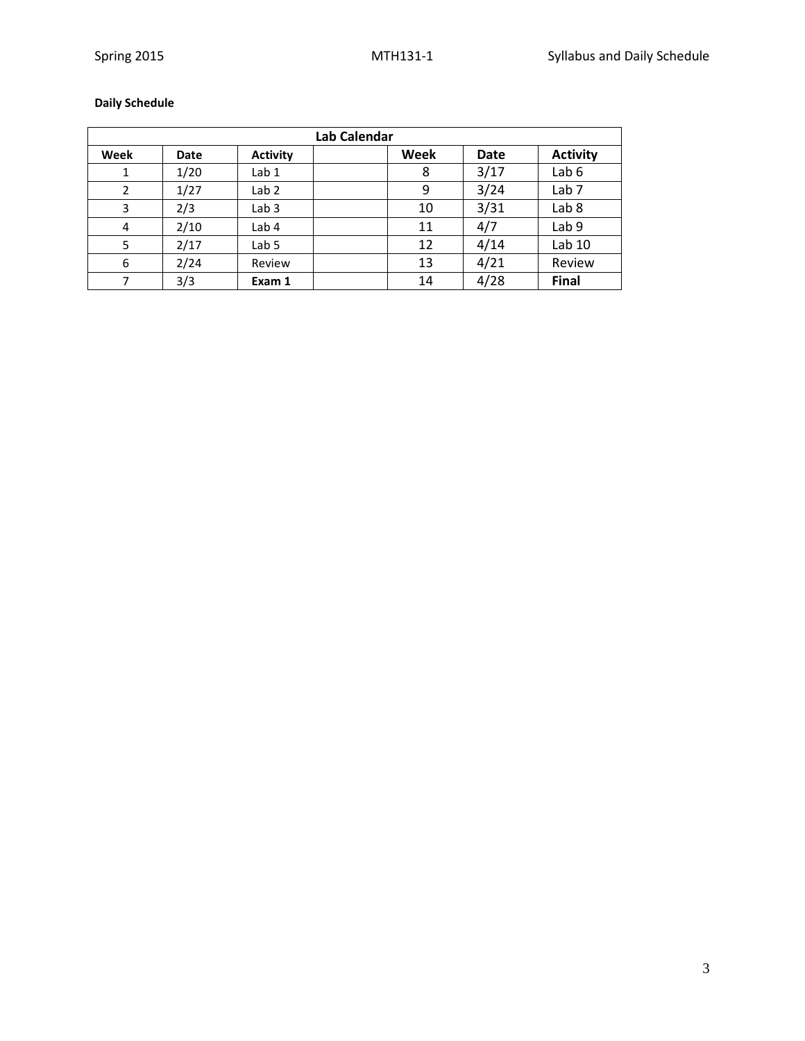**Daily Schedule**

| Lab Calendar | | | | | | |
|---|---|---|---|---|---|---|
| **Week** | **Date** | **Activity** | | **Week** | **Date** | **Activity** |
| 1 | 1/20 | Lab 1 | | 8 | 3/17 | Lab 6 |
| 2 | 1/27 | Lab 2 | | 9 | 3/24 | Lab 7 |
| 3 | 2/3 | Lab 3 | | 10 | 3/31 | Lab 8 |
| 4 | 2/10 | Lab 4 | | 11 | 4/7 | Lab 9 |
| 5 | 2/17 | Lab 5 | | 12 | 4/14 | Lab 10 |
| 6 | 2/24 | Review | | 13 | 4/21 | Review |
| 7 | 3/3 | **Exam 1** | | 14 | 4/28 | **Final** |